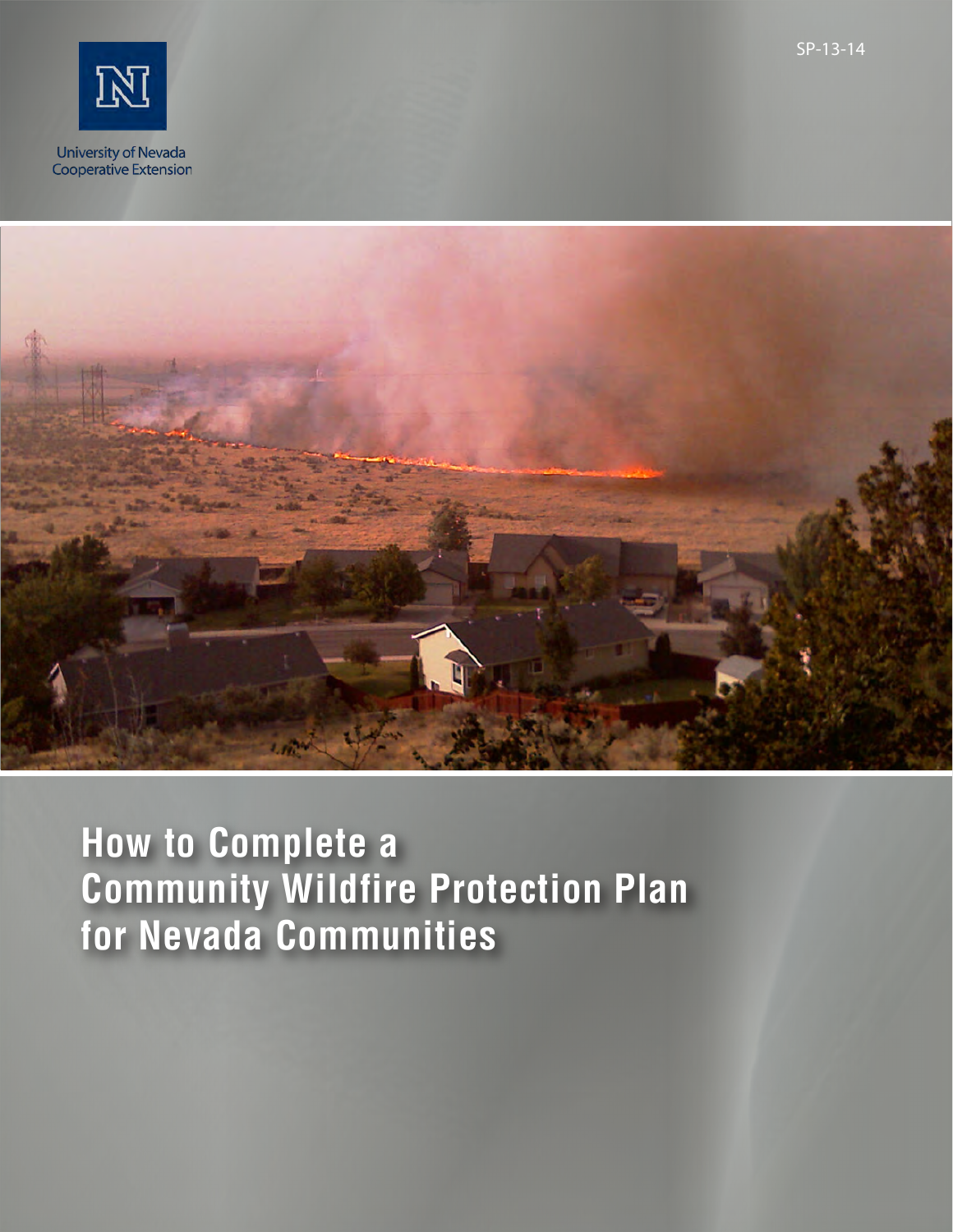SP-13-14

University of Nevada
Cooperative Extension

# How to Complete a Community Wildfire Protection Plan for Nevada Communities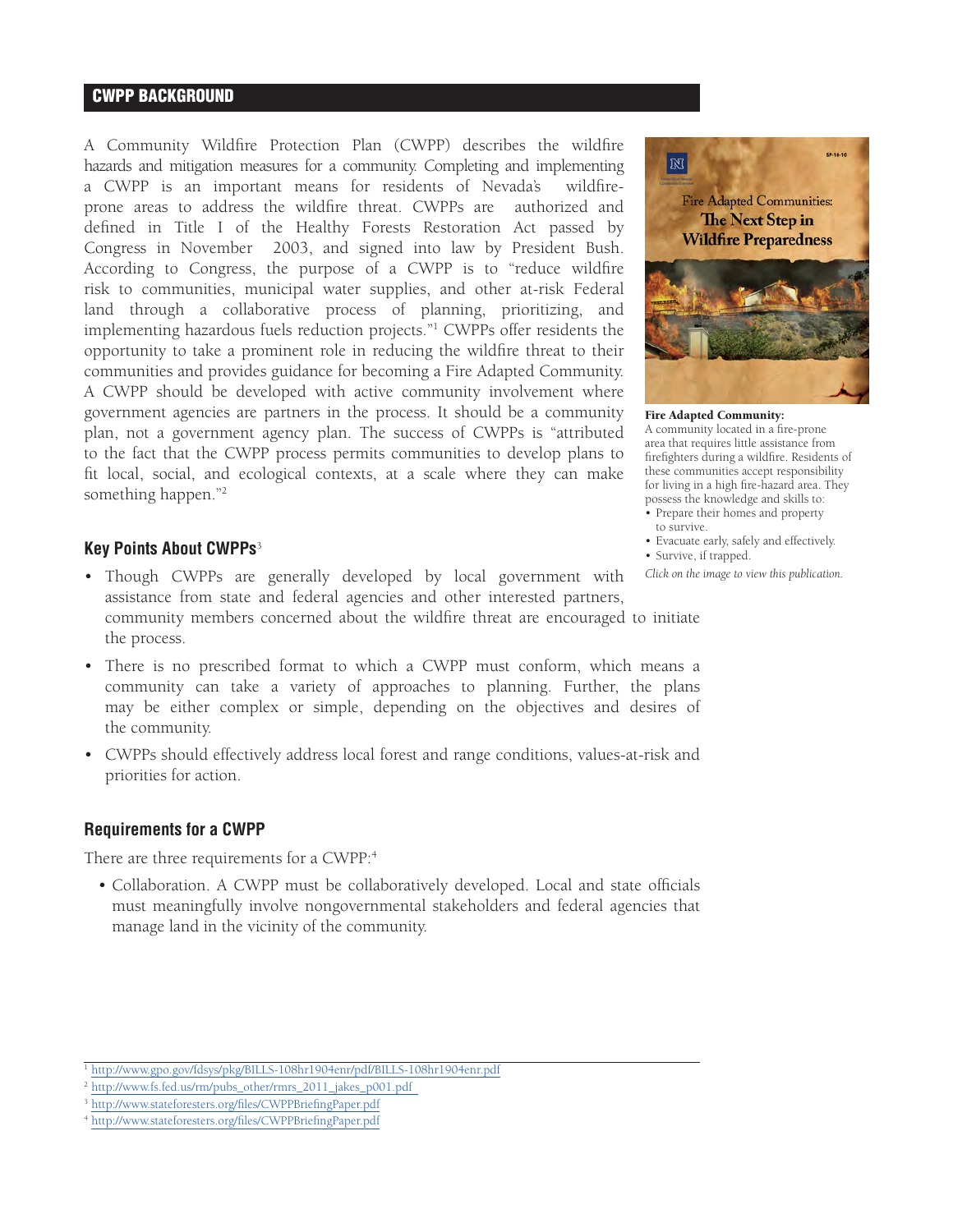## CWPP BACKGROUND

A Community Wildfire Protection Plan (CWPP) describes the wildfire hazards and mitigation measures for a community. Completing and implementing a CWPP is an important means for residents of Nevada's wildfire-prone areas to address the wildfire threat. CWPPs are authorized and defined in Title I of the Healthy Forests Restoration Act passed by Congress in November 2003, and signed into law by President Bush. According to Congress, the purpose of a CWPP is to "reduce wildfire risk to communities, municipal water supplies, and other at-risk Federal land through a collaborative process of planning, prioritizing, and implementing hazardous fuels reduction projects."[1] CWPPs offer residents the opportunity to take a prominent role in reducing the wildfire threat to their communities and provides guidance for becoming a Fire Adapted Community. A CWPP should be developed with active community involvement where government agencies are partners in the process. It should be a community plan, not a government agency plan. The success of CWPPs is "attributed to the fact that the CWPP process permits communities to develop plans to fit local, social, and ecological contexts, at a scale where they can make something happen."[2]

**Fire Adapted Community:**
A community located in a fire-prone area that requires little assistance from firefighters during a wildfire. Residents of these communities accept responsibility for living in a high fire-hazard area. They possess the knowledge and skills to:

- Prepare their homes and property to survive.
- Evacuate early, safely and effectively.
- Survive, if trapped.

*Click on the image to view this publication.*

### Key Points About CWPPs[3]

- Though CWPPs are generally developed by local government with assistance from state and federal agencies and other interested partners, community members concerned about the wildfire threat are encouraged to initiate the process.
- There is no prescribed format to which a CWPP must conform, which means a community can take a variety of approaches to planning. Further, the plans may be either complex or simple, depending on the objectives and desires of the community.
- CWPPs should effectively address local forest and range conditions, values-at-risk and priorities for action.

### Requirements for a CWPP

There are three requirements for a CWPP:[4]

- Collaboration. A CWPP must be collaboratively developed. Local and state officials must meaningfully involve nongovernmental stakeholders and federal agencies that manage land in the vicinity of the community.

---

[1] http://www.gpo.gov/fdsys/pkg/BILLS-108hr1904enr/pdf/BILLS-108hr1904enr.pdf
[2] http://www.fs.fed.us/rm/pubs_other/rmrs_2011_jakes_p001.pdf
[3] http://www.stateforesters.org/files/CWPPBriefingPaper.pdf
[4] http://www.stateforesters.org/files/CWPPBriefingPaper.pdf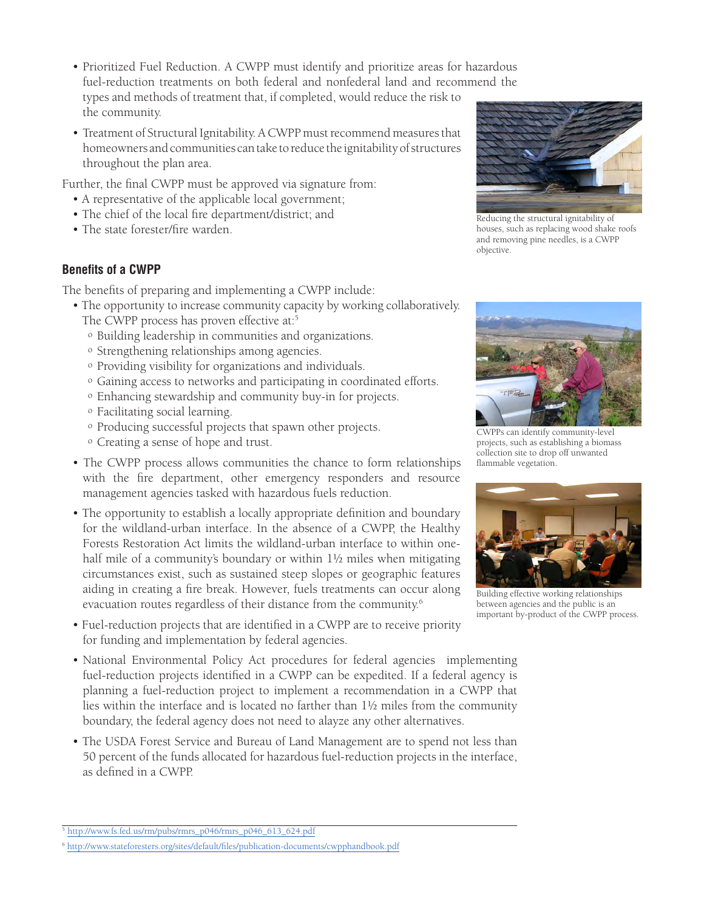- Prioritized Fuel Reduction. A CWPP must identify and prioritize areas for hazardous fuel-reduction treatments on both federal and nonfederal land and recommend the types and methods of treatment that, if completed, would reduce the risk to the community.
- Treatment of Structural Ignitability. A CWPP must recommend measures that homeowners and communities can take to reduce the ignitability of structures throughout the plan area.

Further, the final CWPP must be approved via signature from:

- A representative of the applicable local government;
- The chief of the local fire department/district; and
- The state forester/fire warden.

Reducing the structural ignitability of houses, such as replacing wood shake roofs and removing pine needles, is a CWPP objective.

### Benefits of a CWPP

The benefits of preparing and implementing a CWPP include:

- The opportunity to increase community capacity by working collaboratively. The CWPP process has proven effective at:[5]
  - Building leadership in communities and organizations.
  - Strengthening relationships among agencies.
  - Providing visibility for organizations and individuals.
  - Gaining access to networks and participating in coordinated efforts.
  - Enhancing stewardship and community buy-in for projects.
  - Facilitating social learning.
  - Producing successful projects that spawn other projects.
  - Creating a sense of hope and trust.
- The CWPP process allows communities the chance to form relationships with the fire department, other emergency responders and resource management agencies tasked with hazardous fuels reduction.
- The opportunity to establish a locally appropriate definition and boundary for the wildland-urban interface. In the absence of a CWPP, the Healthy Forests Restoration Act limits the wildland-urban interface to within one-half mile of a community's boundary or within 1½ miles when mitigating circumstances exist, such as sustained steep slopes or geographic features aiding in creating a fire break. However, fuels treatments can occur along evacuation routes regardless of their distance from the community.[6]
- Fuel-reduction projects that are identified in a CWPP are to receive priority for funding and implementation by federal agencies.
- National Environmental Policy Act procedures for federal agencies implementing fuel-reduction projects identified in a CWPP can be expedited. If a federal agency is planning a fuel-reduction project to implement a recommendation in a CWPP that lies within the interface and is located no farther than 1½ miles from the community boundary, the federal agency does not need to alayze any other alternatives.
- The USDA Forest Service and Bureau of Land Management are to spend not less than 50 percent of the funds allocated for hazardous fuel-reduction projects in the interface, as defined in a CWPP.

CWPPs can identify community-level projects, such as establishing a biomass collection site to drop off unwanted flammable vegetation.

Building effective working relationships between agencies and the public is an important by-product of the CWPP process.

[5] http://www.fs.fed.us/rm/pubs/rmrs_p046/rmrs_p046_613_624.pdf

[6] http://www.stateforesters.org/sites/default/files/publication-documents/cwpphandbook.pdf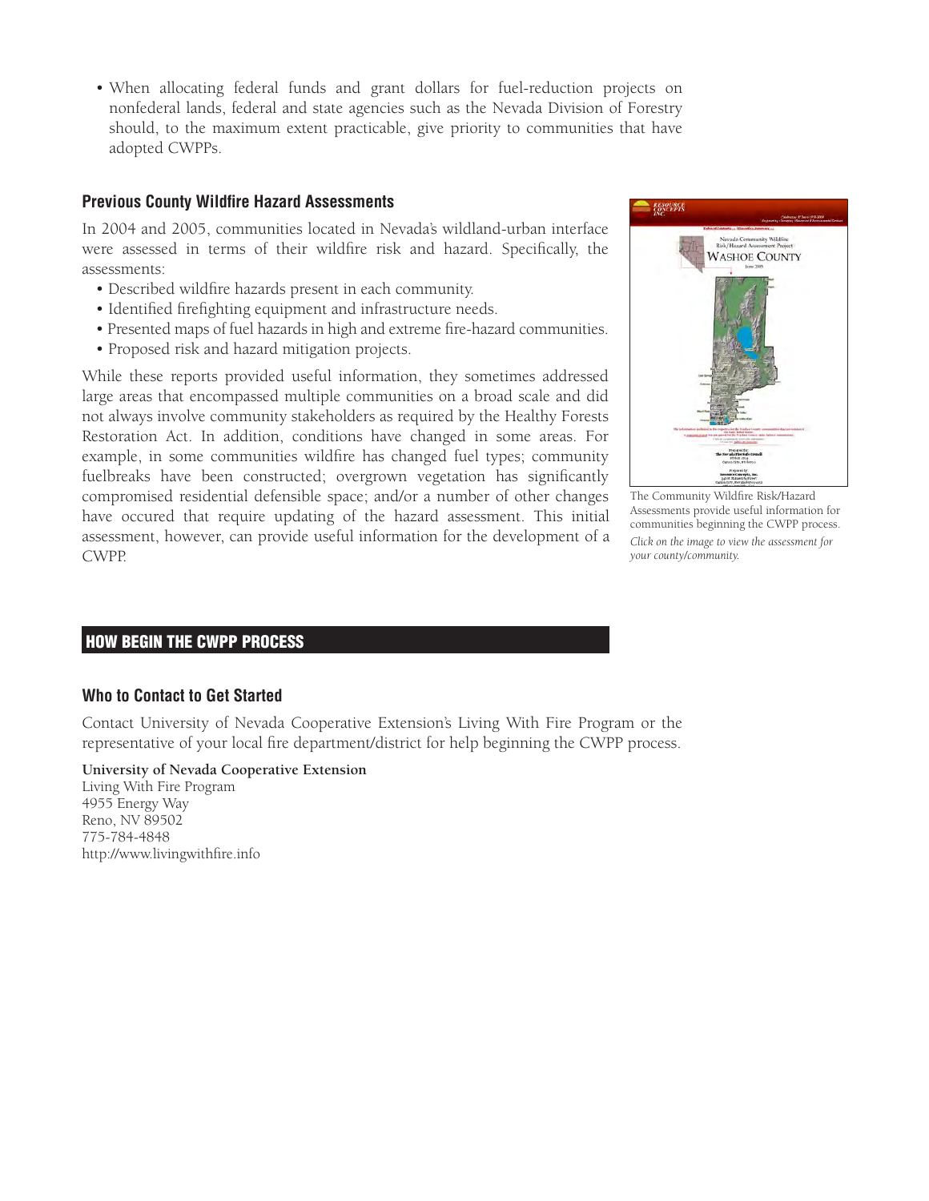- When allocating federal funds and grant dollars for fuel-reduction projects on nonfederal lands, federal and state agencies such as the Nevada Division of Forestry should, to the maximum extent practicable, give priority to communities that have adopted CWPPs.

### Previous County Wildfire Hazard Assessments

In 2004 and 2005, communities located in Nevada's wildland-urban interface were assessed in terms of their wildfire risk and hazard. Specifically, the assessments:

- Described wildfire hazards present in each community.
- Identified firefighting equipment and infrastructure needs.
- Presented maps of fuel hazards in high and extreme fire-hazard communities.
- Proposed risk and hazard mitigation projects.

While these reports provided useful information, they sometimes addressed large areas that encompassed multiple communities on a broad scale and did not always involve community stakeholders as required by the Healthy Forests Restoration Act. In addition, conditions have changed in some areas. For example, in some communities wildfire has changed fuel types; community fuelbreaks have been constructed; overgrown vegetation has significantly compromised residential defensible space; and/or a number of other changes have occured that require updating of the hazard assessment. This initial assessment, however, can provide useful information for the development of a CWPP.

The Community Wildfire Risk/Hazard Assessments provide useful information for communities beginning the CWPP process. *Click on the image to view the assessment for your county/community.*

## HOW BEGIN THE CWPP PROCESS

### Who to Contact to Get Started

Contact University of Nevada Cooperative Extension's Living With Fire Program or the representative of your local fire department/district for help beginning the CWPP process.

**University of Nevada Cooperative Extension**
Living With Fire Program
4955 Energy Way
Reno, NV 89502
775-784-4848
http://www.livingwithfire.info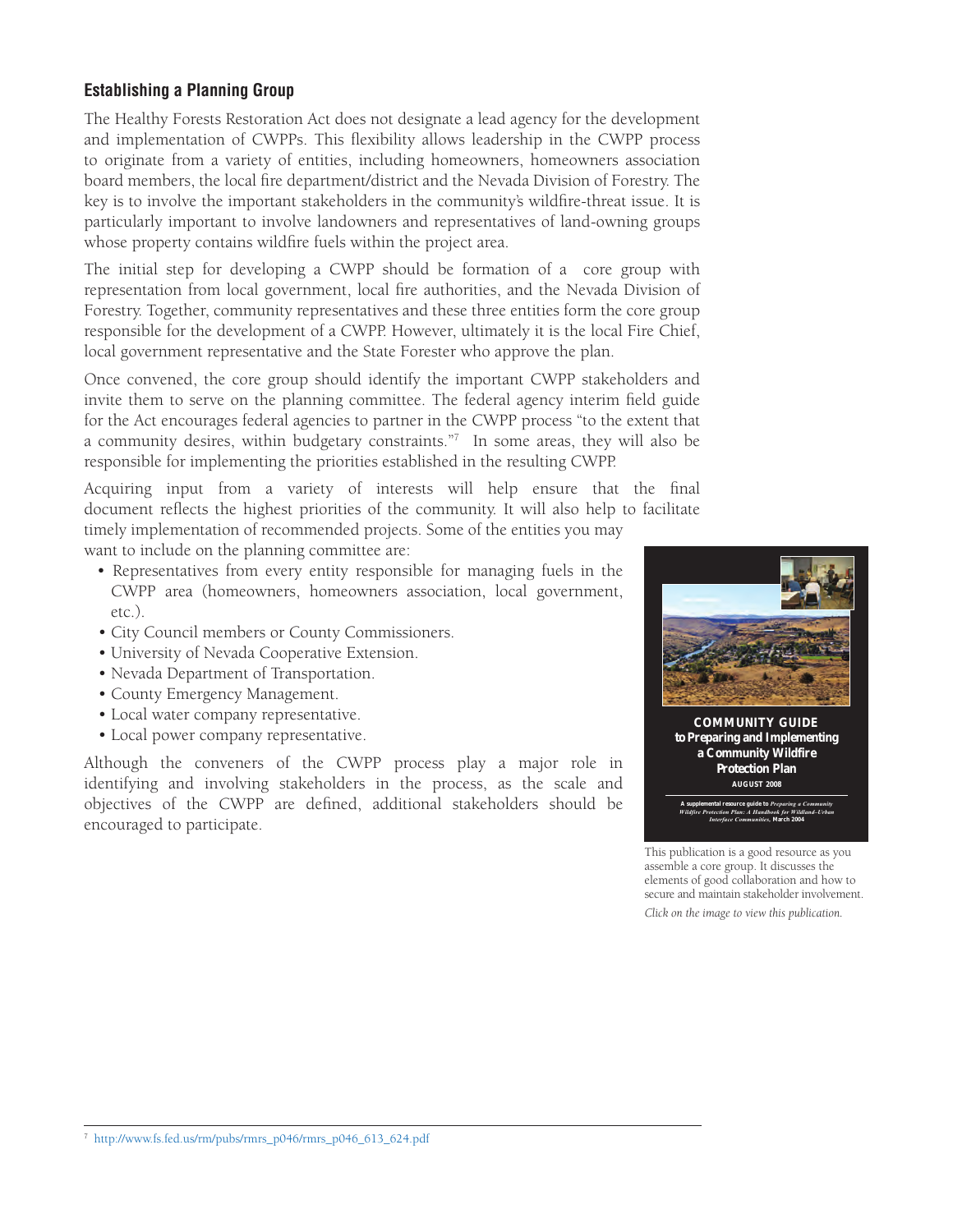### Establishing a Planning Group

The Healthy Forests Restoration Act does not designate a lead agency for the development and implementation of CWPPs. This flexibility allows leadership in the CWPP process to originate from a variety of entities, including homeowners, homeowners association board members, the local fire department/district and the Nevada Division of Forestry. The key is to involve the important stakeholders in the community's wildfire-threat issue. It is particularly important to involve landowners and representatives of land-owning groups whose property contains wildfire fuels within the project area.

The initial step for developing a CWPP should be formation of a core group with representation from local government, local fire authorities, and the Nevada Division of Forestry. Together, community representatives and these three entities form the core group responsible for the development of a CWPP. However, ultimately it is the local Fire Chief, local government representative and the State Forester who approve the plan.

Once convened, the core group should identify the important CWPP stakeholders and invite them to serve on the planning committee. The federal agency interim field guide for the Act encourages federal agencies to partner in the CWPP process "to the extent that a community desires, within budgetary constraints."[7] In some areas, they will also be responsible for implementing the priorities established in the resulting CWPP.

Acquiring input from a variety of interests will help ensure that the final document reflects the highest priorities of the community. It will also help to facilitate timely implementation of recommended projects. Some of the entities you may want to include on the planning committee are:

- Representatives from every entity responsible for managing fuels in the CWPP area (homeowners, homeowners association, local government, etc.).
- City Council members or County Commissioners.
- University of Nevada Cooperative Extension.
- Nevada Department of Transportation.
- County Emergency Management.
- Local water company representative.
- Local power company representative.

Although the conveners of the CWPP process play a major role in identifying and involving stakeholders in the process, as the scale and objectives of the CWPP are defined, additional stakeholders should be encouraged to participate.

**COMMUNITY GUIDE to Preparing and Implementing a Community Wildfire Protection Plan**
AUGUST 2008
A supplemental resource guide to *Preparing a Community Wildfire Protection Plan: A Handbook for Wildland–Urban Interface Communities*, March 2004

This publication is a good resource as you assemble a core group. It discusses the elements of good collaboration and how to secure and maintain stakeholder involvement.

*Click on the image to view this publication.*

[7] http://www.fs.fed.us/rm/pubs/rmrs_p046/rmrs_p046_613_624.pdf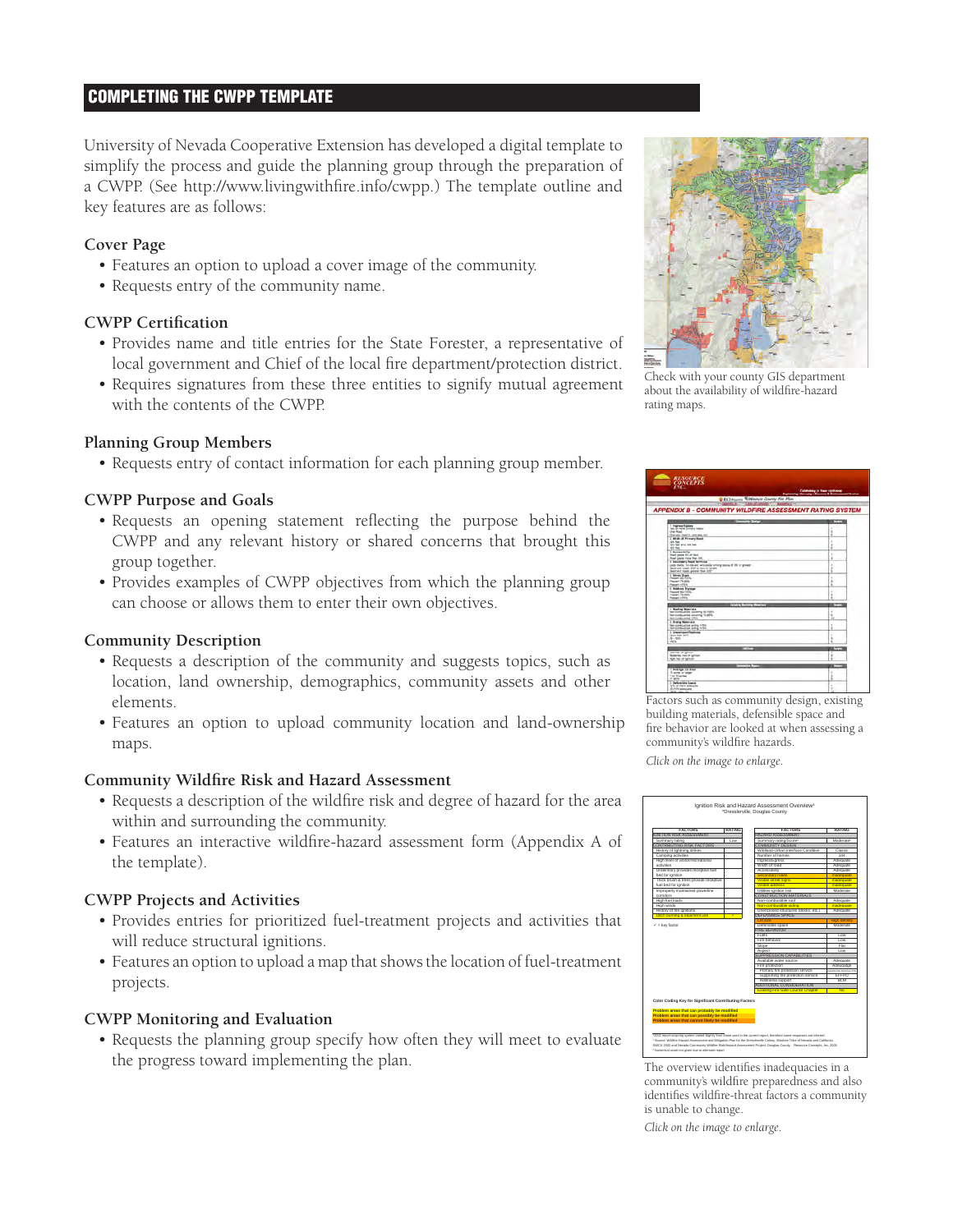## COMPLETING THE CWPP TEMPLATE

University of Nevada Cooperative Extension has developed a digital template to simplify the process and guide the planning group through the preparation of a CWPP. (See http://www.livingwithfire.info/cwpp.) The template outline and key features are as follows:

### Cover Page

- Features an option to upload a cover image of the community.
- Requests entry of the community name.

### CWPP Certification

- Provides name and title entries for the State Forester, a representative of local government and Chief of the local fire department/protection district.
- Requires signatures from these three entities to signify mutual agreement with the contents of the CWPP.

### Planning Group Members

- Requests entry of contact information for each planning group member.

### CWPP Purpose and Goals

- Requests an opening statement reflecting the purpose behind the CWPP and any relevant history or shared concerns that brought this group together.
- Provides examples of CWPP objectives from which the planning group can choose or allows them to enter their own objectives.

### Community Description

- Requests a description of the community and suggests topics, such as location, land ownership, demographics, community assets and other elements.
- Features an option to upload community location and land-ownership maps.

### Community Wildfire Risk and Hazard Assessment

- Requests a description of the wildfire risk and degree of hazard for the area within and surrounding the community.
- Features an interactive wildfire-hazard assessment form (Appendix A of the template).

### CWPP Projects and Activities

- Provides entries for prioritized fuel-treatment projects and activities that will reduce structural ignitions.
- Features an option to upload a map that shows the location of fuel-treatment projects.

### CWPP Monitoring and Evaluation

- Requests the planning group specify how often they will meet to evaluate the progress toward implementing the plan.

Check with your county GIS department about the availability of wildfire-hazard rating maps.

Factors such as community design, existing building materials, defensible space and fire behavior are looked at when assessing a community's wildfire hazards.

*Click on the image to enlarge.*

The overview identifies inadequacies in a community's wildfire preparedness and also identifies wildfire-threat factors a community is unable to change.

*Click on the image to enlarge.*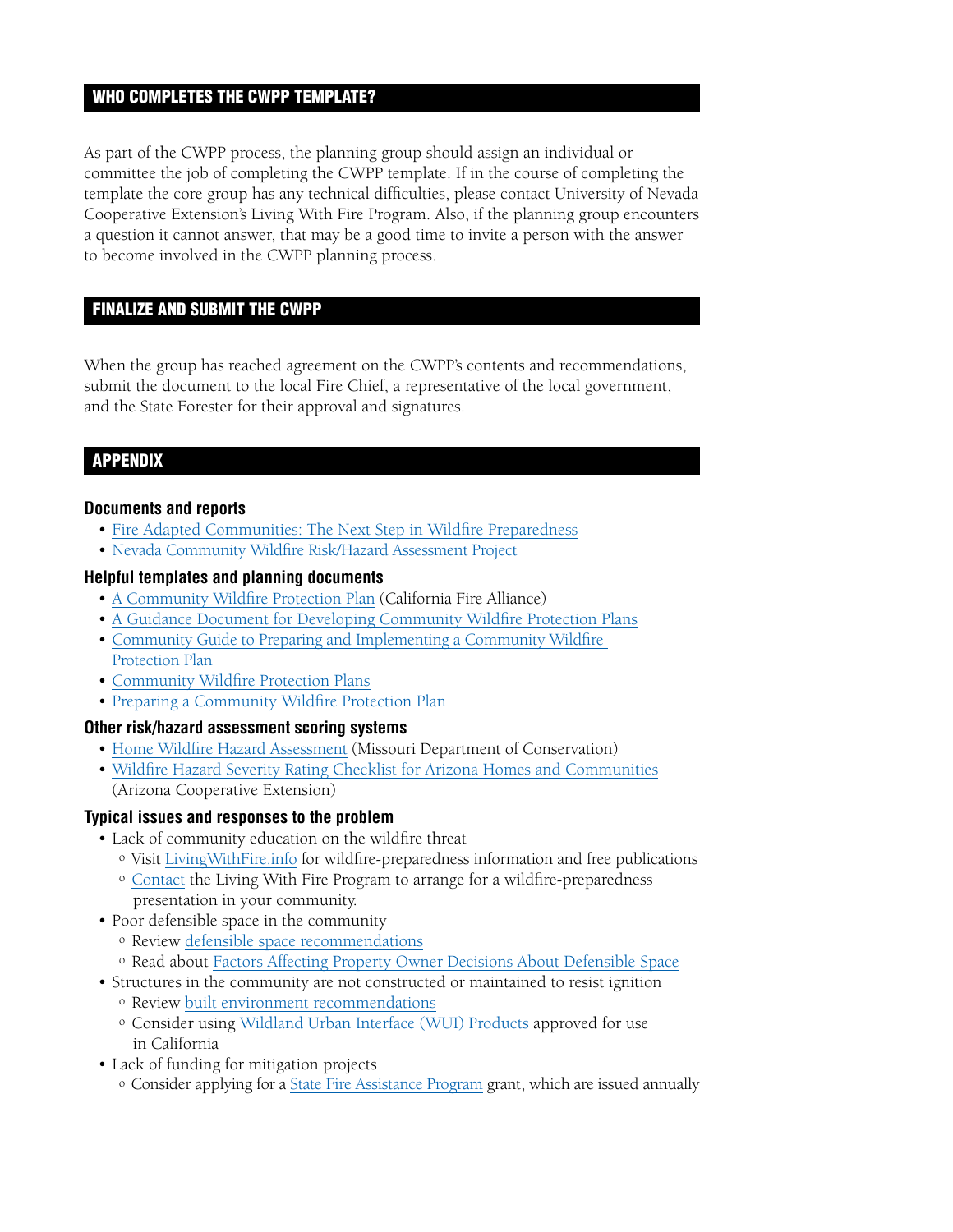## WHO COMPLETES THE CWPP TEMPLATE?

As part of the CWPP process, the planning group should assign an individual or committee the job of completing the CWPP template. If in the course of completing the template the core group has any technical difficulties, please contact University of Nevada Cooperative Extension's Living With Fire Program. Also, if the planning group encounters a question it cannot answer, that may be a good time to invite a person with the answer to become involved in the CWPP planning process.

## FINALIZE AND SUBMIT THE CWPP

When the group has reached agreement on the CWPP's contents and recommendations, submit the document to the local Fire Chief, a representative of the local government, and the State Forester for their approval and signatures.

## APPENDIX

### Documents and reports

- Fire Adapted Communities: The Next Step in Wildfire Preparedness
- Nevada Community Wildfire Risk/Hazard Assessment Project

### Helpful templates and planning documents

- A Community Wildfire Protection Plan (California Fire Alliance)
- A Guidance Document for Developing Community Wildfire Protection Plans
- Community Guide to Preparing and Implementing a Community Wildfire Protection Plan
- Community Wildfire Protection Plans
- Preparing a Community Wildfire Protection Plan

### Other risk/hazard assessment scoring systems

- Home Wildfire Hazard Assessment (Missouri Department of Conservation)
- Wildfire Hazard Severity Rating Checklist for Arizona Homes and Communities (Arizona Cooperative Extension)

### Typical issues and responses to the problem

- Lack of community education on the wildfire threat
  - Visit LivingWithFire.info for wildfire-preparedness information and free publications
  - Contact the Living With Fire Program to arrange for a wildfire-preparedness presentation in your community.
- Poor defensible space in the community
  - Review defensible space recommendations
  - Read about Factors Affecting Property Owner Decisions About Defensible Space
- Structures in the community are not constructed or maintained to resist ignition
  - Review built environment recommendations
  - Consider using Wildland Urban Interface (WUI) Products approved for use in California
- Lack of funding for mitigation projects
  - Consider applying for a State Fire Assistance Program grant, which are issued annually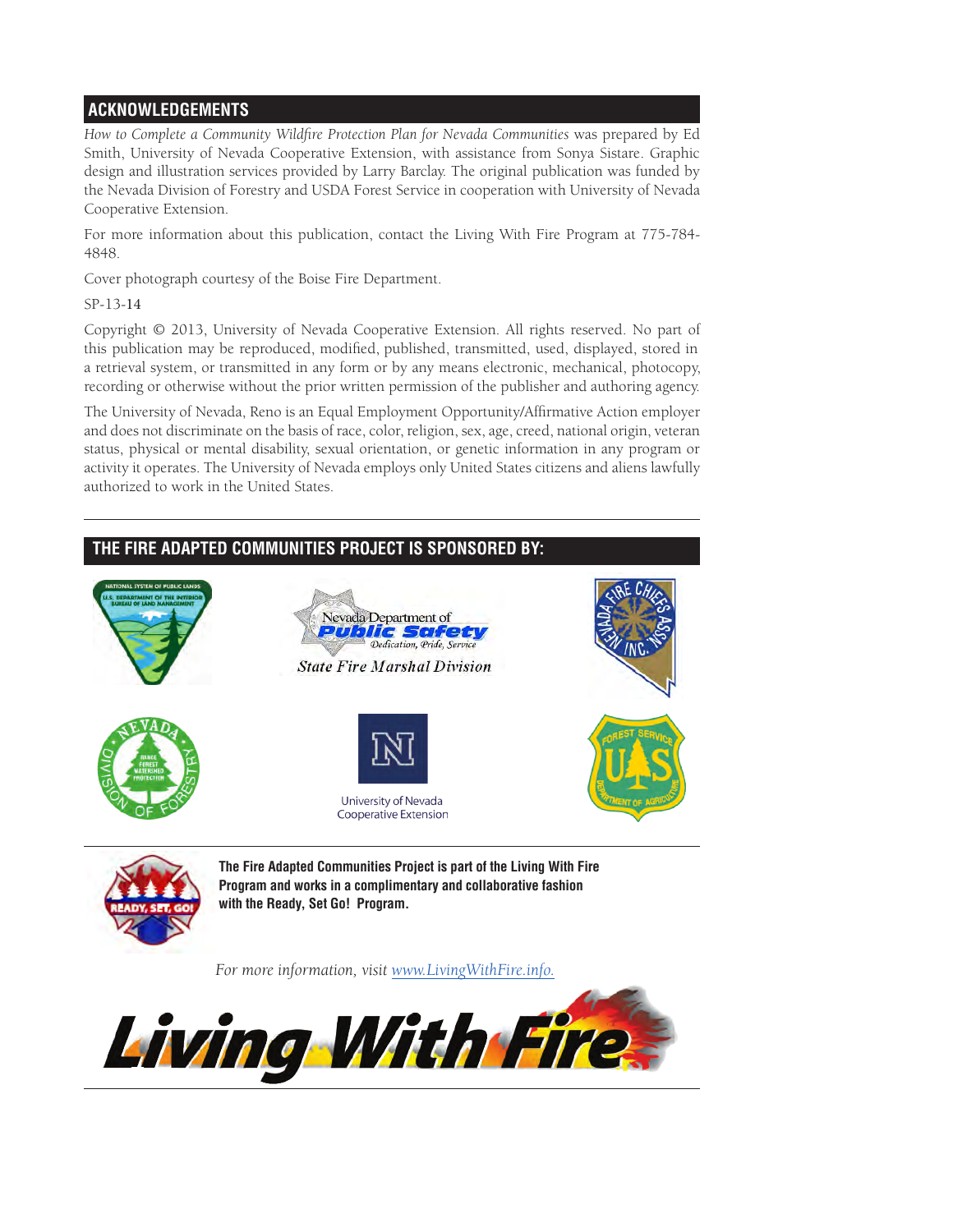## ACKNOWLEDGEMENTS

*How to Complete a Community Wildfire Protection Plan for Nevada Communities* was prepared by Ed Smith, University of Nevada Cooperative Extension, with assistance from Sonya Sistare. Graphic design and illustration services provided by Larry Barclay. The original publication was funded by the Nevada Division of Forestry and USDA Forest Service in cooperation with University of Nevada Cooperative Extension.

For more information about this publication, contact the Living With Fire Program at 775-784-4848.

Cover photograph courtesy of the Boise Fire Department.

SP-13-14

Copyright © 2013, University of Nevada Cooperative Extension. All rights reserved. No part of this publication may be reproduced, modified, published, transmitted, used, displayed, stored in a retrieval system, or transmitted in any form or by any means electronic, mechanical, photocopy, recording or otherwise without the prior written permission of the publisher and authoring agency.

The University of Nevada, Reno is an Equal Employment Opportunity/Affirmative Action employer and does not discriminate on the basis of race, color, religion, sex, age, creed, national origin, veteran status, physical or mental disability, sexual orientation, or genetic information in any program or activity it operates. The University of Nevada employs only United States citizens and aliens lawfully authorized to work in the United States.

## THE FIRE ADAPTED COMMUNITIES PROJECT IS SPONSORED BY:

National System of Public Lands — U.S. Department of the Interior, Bureau of Land Management

Nevada Department of Public Safety — Dedication, Pride, Service — State Fire Marshal Division

Nevada Fire Chiefs Assn. Inc.

Nevada Division of Forestry

University of Nevada Cooperative Extension

Forest Service — U.S. Department of Agriculture

**The Fire Adapted Communities Project is part of the Living With Fire Program and works in a complimentary and collaborative fashion with the Ready, Set Go! Program.**

*For more information, visit www.LivingWithFire.info.*

Living With Fire